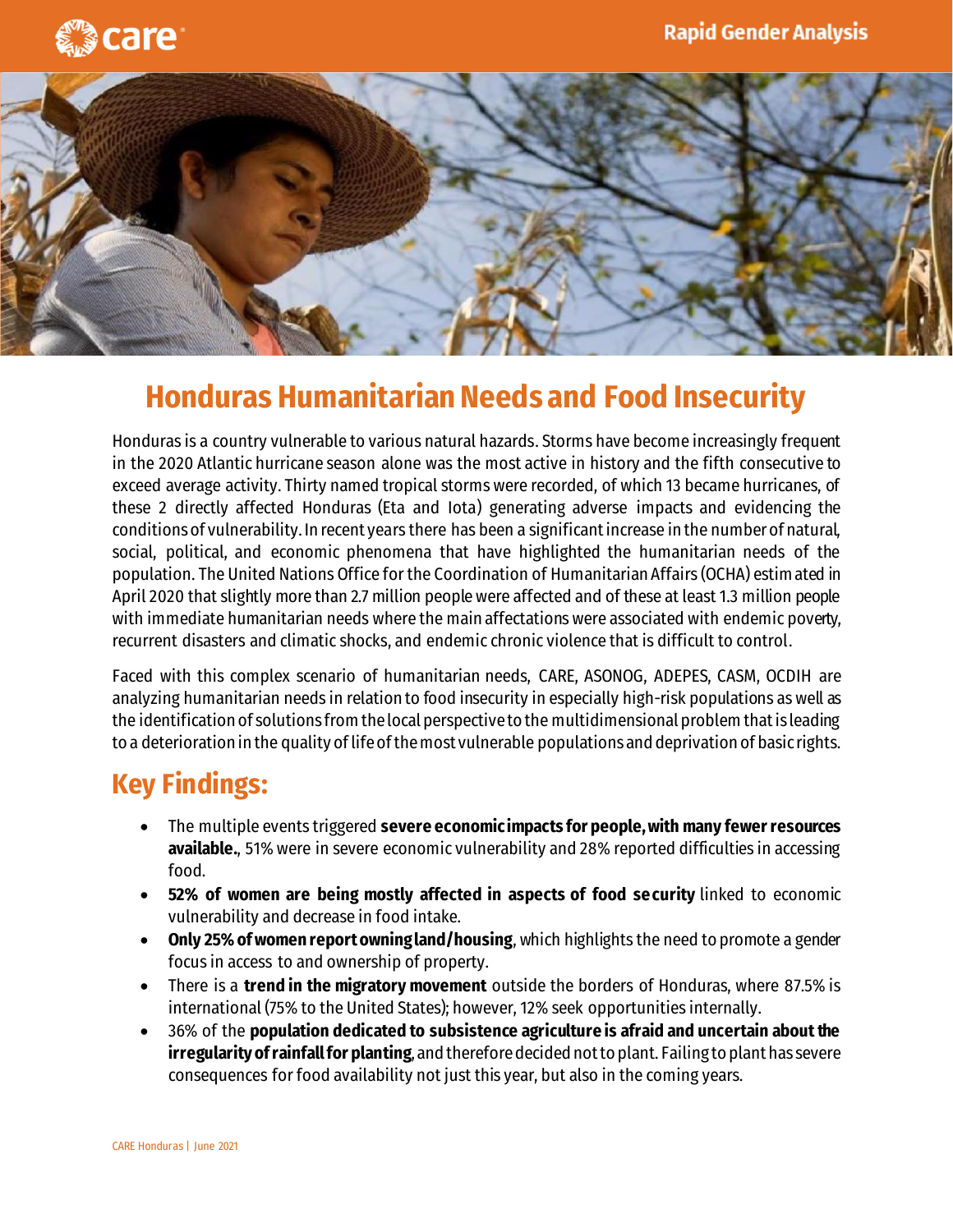# Honduras Humanitarian Needs and Food Insecurity

Honduras is a country vulnerable to various natural hazards. Storms have become increasingly frequent in the 2020 Atlantic hurricane season alone was the most active in history and the fifth consecutive to exceed average activity. Thirty named tropical storms were recorded, of which 13 became hurricanes, of these 2 directly affected Honduras (Eta and Iota) generating adverse impacts and evidencing the conditions of vulnerability. In recent years there has been a significant increase in the number of natural, social, political, and economic phenomena that have highlighted the humanitarian needs of the population. The United Nations Office for the Coordination of Humanitarian Affairs (OCHA) estimated in April 2020 that slightly more than 2.7 million people were affected and of these at least 1.3 million people with immediate humanitarian needs where the main affectations were associated with endemic poverty, recurrent disasters and climatic shocks, and endemic chronic violence that is difficult to control.

Faced with this complex scenario of humanitarian needs, CARE, ASONOG, ADEPES, CASM, OCDIH are analyzing humanitarian needs in relation to food insecurity in especially high-risk populations as well as the identification of solutions from the local perspective to the multidimensional problem that is leading to a deterioration in the quality of life of the most vulnerable populations and deprivation of basic rights.

## Key Findings:

- The multiple events triggered **severe economic impacts for people, with many fewer resources available.**, 51% were in severe economic vulnerability and 28% reported difficulties in accessing food.
- **52% of women are being mostly affected in aspects of food security** linked to economic vulnerability and decrease in food intake.
- **Only 25% of women report owning land/housing**, which highlights the need to promote a gender focus in access to and ownership of property.
- There is a **trend in the migratory movement** outside the borders of Honduras, where 87.5% is international (75% to the United States); however, 12% seek opportunities internally.
- 36% of the **population dedicated to subsistence agriculture is afraid and uncertain about the irregularity of rainfall for planting**, and therefore decided not to plant. Failing to plant has severe consequences for food availability not just this year, but also in the coming years.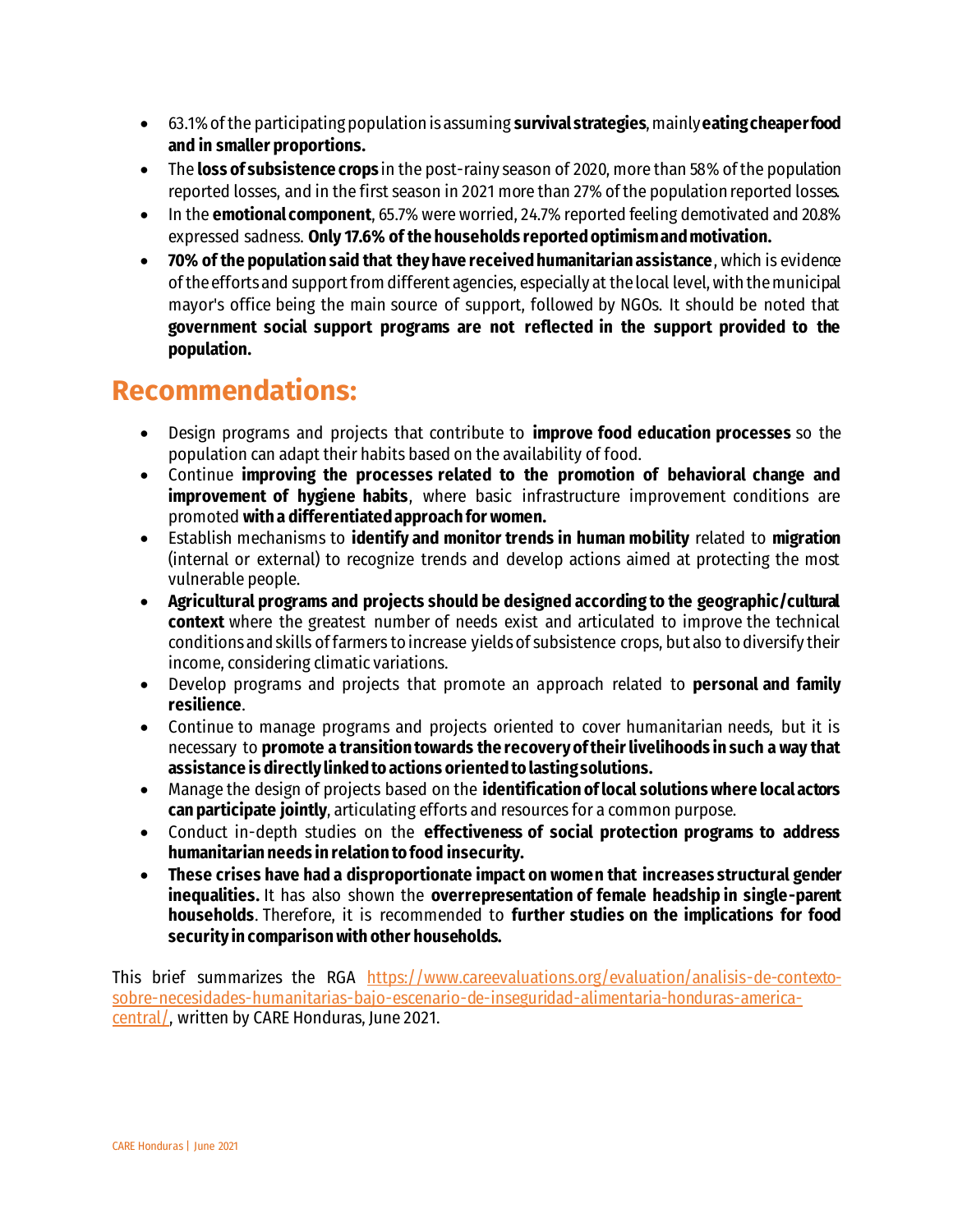- 63.1% of the participating population is assuming **survival strategies**, mainly **eating cheaper food and in smaller proportions.**
- The **loss of subsistence crops** in the post-rainy season of 2020, more than 58% of the population reported losses, and in the first season in 2021 more than 27% of the population reported losses.
- In the **emotional component**, 65.7% were worried, 24.7% reported feeling demotivated and 20.8% expressed sadness. **Only 17.6% of the households reported optimism and motivation.**
- **70% of the population said that they have received humanitarian assistance**, which is evidence of the efforts and support from different agencies, especially at the local level, with the municipal mayor's office being the main source of support, followed by NGOs. It should be noted that **government social support programs are not reflected in the support provided to the population.**

## Recommendations:

- Design programs and projects that contribute to **improve food education processes** so the population can adapt their habits based on the availability of food.
- Continue **improving the processes related to the promotion of behavioral change and improvement of hygiene habits**, where basic infrastructure improvement conditions are promoted **with a differentiated approach for women.**
- Establish mechanisms to **identify and monitor trends in human mobility** related to **migration** (internal or external) to recognize trends and develop actions aimed at protecting the most vulnerable people.
- **Agricultural programs and projects should be designed according to the geographic/cultural context** where the greatest number of needs exist and articulated to improve the technical conditions and skills of farmers to increase yields of subsistence crops, but also to diversify their income, considering climatic variations.
- Develop programs and projects that promote an approach related to **personal and family resilience**.
- Continue to manage programs and projects oriented to cover humanitarian needs, but it is necessary to **promote a transition towards the recovery of their livelihoods in such a way that assistance is directly linked to actions oriented to lasting solutions.**
- Manage the design of projects based on the **identification of local solutions where local actors can participate jointly**, articulating efforts and resources for a common purpose.
- Conduct in-depth studies on the **effectiveness of social protection programs to address humanitarian needs in relation to food insecurity.**
- **These crises have had a disproportionate impact on women that increases structural gender inequalities.** It has also shown the **overrepresentation of female headship in single-parent households**. Therefore, it is recommended to **further studies on the implications for food security in comparison with other households.**

This brief summarizes the RGA https://www.careevaluations.org/evaluation/analisis-de-contexto-sobre-necesidades-humanitarias-bajo-escenario-de-inseguridad-alimentaria-honduras-america-central/, written by CARE Honduras, June 2021.